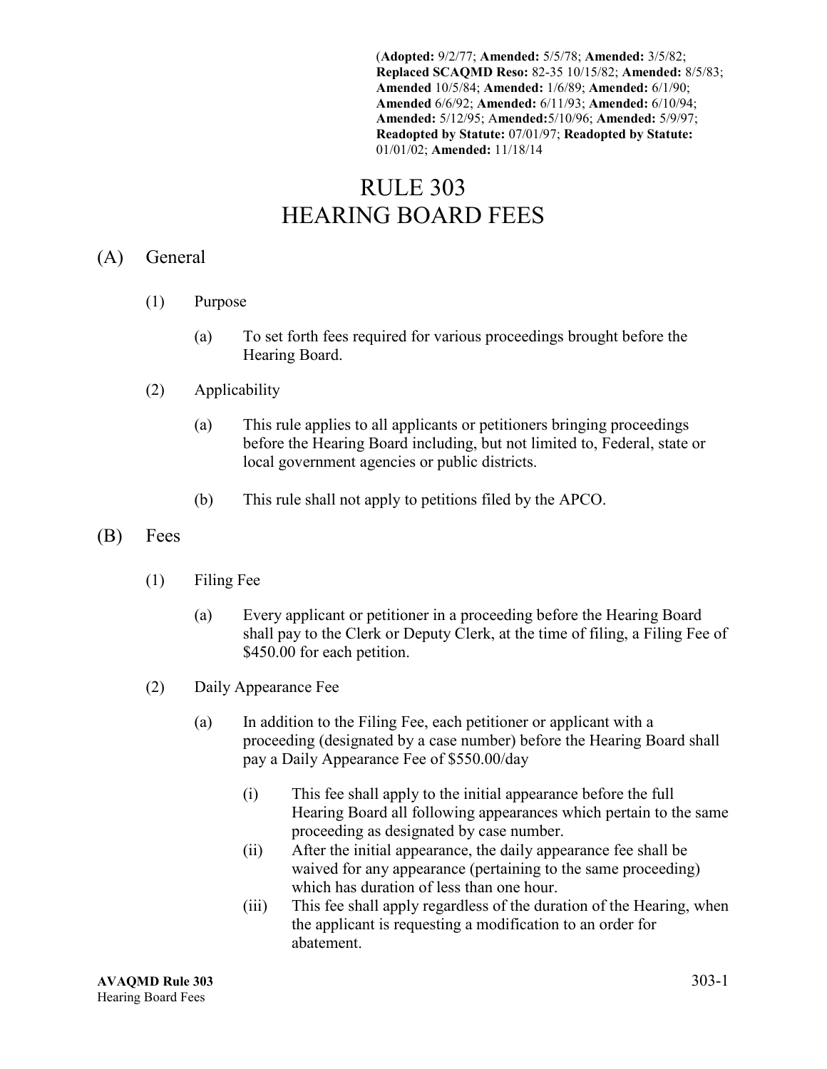(**Adopted:** 9/2/77; **Amended:** 5/5/78; **Amended:** 3/5/82; **Replaced SCAQMD Reso:** 82-35 10/15/82; **Amended:** 8/5/83; **Amended** 10/5/84; **Amended:** 1/6/89; **Amended:** 6/1/90; **Amended** 6/6/92; **Amended:** 6/11/93; **Amended:** 6/10/94; **Amended:** 5/12/95; A**mended:**5/10/96; **Amended:** 5/9/97; **Readopted by Statute:** 07/01/97; **Readopted by Statute:** 01/01/02; **Amended:** 11/18/14

# RULE 303
# HEARING BOARD FEES

## (A) General

(1) Purpose

(a) To set forth fees required for various proceedings brought before the Hearing Board.

(2) Applicability

(a) This rule applies to all applicants or petitioners bringing proceedings before the Hearing Board including, but not limited to, Federal, state or local government agencies or public districts.

(b) This rule shall not apply to petitions filed by the APCO.

## (B) Fees

(1) Filing Fee

(a) Every applicant or petitioner in a proceeding before the Hearing Board shall pay to the Clerk or Deputy Clerk, at the time of filing, a Filing Fee of $450.00 for each petition.

(2) Daily Appearance Fee

(a) In addition to the Filing Fee, each petitioner or applicant with a proceeding (designated by a case number) before the Hearing Board shall pay a Daily Appearance Fee of $550.00/day

(i) This fee shall apply to the initial appearance before the full Hearing Board all following appearances which pertain to the same proceeding as designated by case number.

(ii) After the initial appearance, the daily appearance fee shall be waived for any appearance (pertaining to the same proceeding) which has duration of less than one hour.

(iii) This fee shall apply regardless of the duration of the Hearing, when the applicant is requesting a modification to an order for abatement.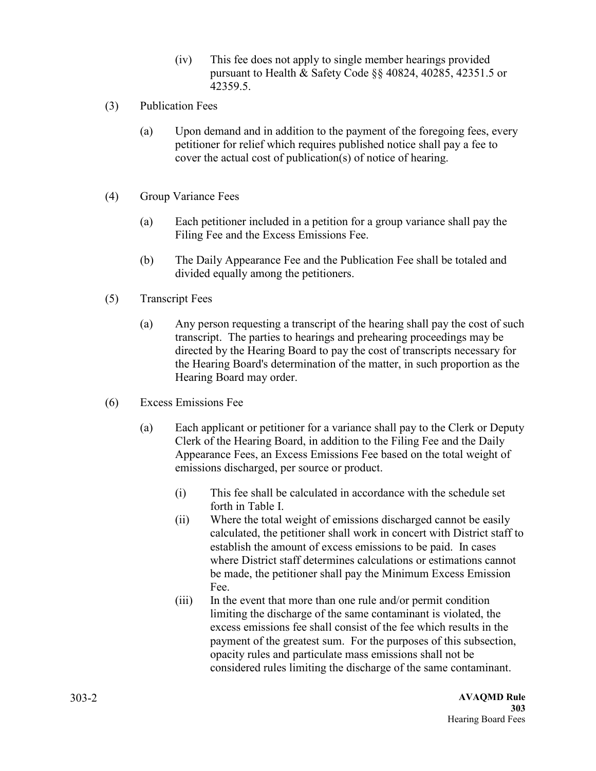(iv) This fee does not apply to single member hearings provided pursuant to Health & Safety Code §§ 40824, 40285, 42351.5 or 42359.5.

(3) Publication Fees

(a) Upon demand and in addition to the payment of the foregoing fees, every petitioner for relief which requires published notice shall pay a fee to cover the actual cost of publication(s) of notice of hearing.

(4) Group Variance Fees

(a) Each petitioner included in a petition for a group variance shall pay the Filing Fee and the Excess Emissions Fee.

(b) The Daily Appearance Fee and the Publication Fee shall be totaled and divided equally among the petitioners.

(5) Transcript Fees

(a) Any person requesting a transcript of the hearing shall pay the cost of such transcript. The parties to hearings and prehearing proceedings may be directed by the Hearing Board to pay the cost of transcripts necessary for the Hearing Board's determination of the matter, in such proportion as the Hearing Board may order.

(6) Excess Emissions Fee

(a) Each applicant or petitioner for a variance shall pay to the Clerk or Deputy Clerk of the Hearing Board, in addition to the Filing Fee and the Daily Appearance Fees, an Excess Emissions Fee based on the total weight of emissions discharged, per source or product.

(i) This fee shall be calculated in accordance with the schedule set forth in Table I.

(ii) Where the total weight of emissions discharged cannot be easily calculated, the petitioner shall work in concert with District staff to establish the amount of excess emissions to be paid. In cases where District staff determines calculations or estimations cannot be made, the petitioner shall pay the Minimum Excess Emission Fee.

(iii) In the event that more than one rule and/or permit condition limiting the discharge of the same contaminant is violated, the excess emissions fee shall consist of the fee which results in the payment of the greatest sum. For the purposes of this subsection, opacity rules and particulate mass emissions shall not be considered rules limiting the discharge of the same contaminant.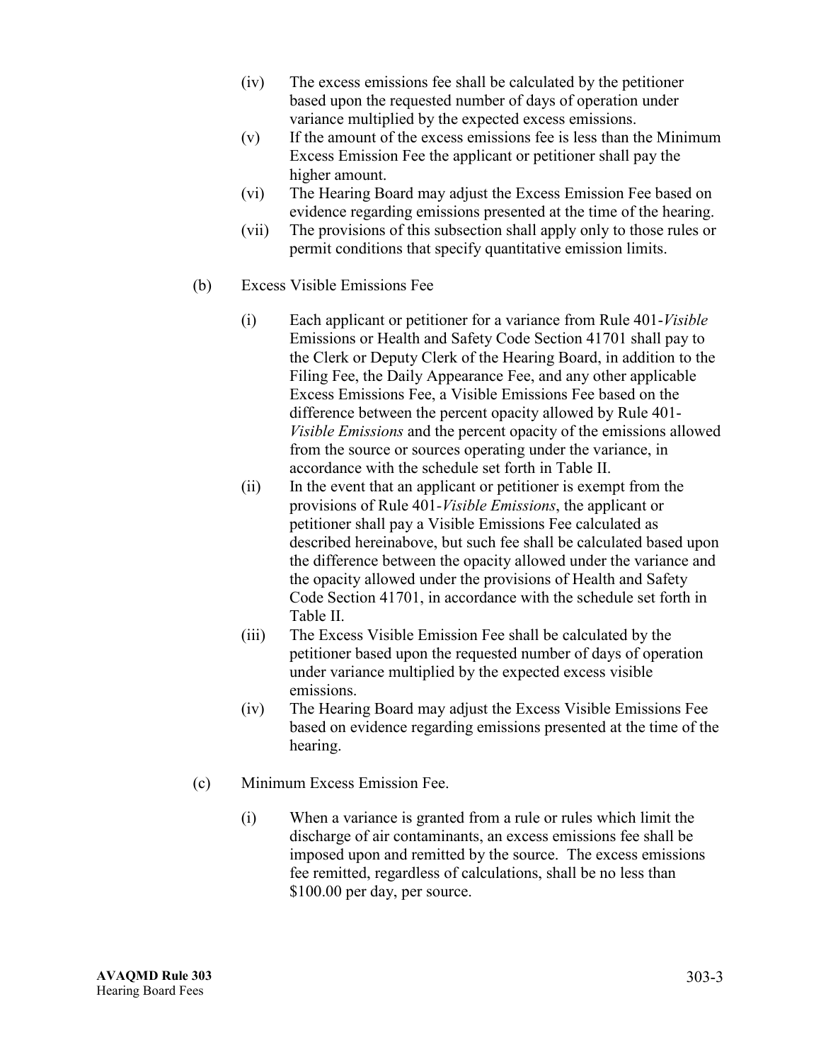(iv) The excess emissions fee shall be calculated by the petitioner based upon the requested number of days of operation under variance multiplied by the expected excess emissions.

(v) If the amount of the excess emissions fee is less than the Minimum Excess Emission Fee the applicant or petitioner shall pay the higher amount.

(vi) The Hearing Board may adjust the Excess Emission Fee based on evidence regarding emissions presented at the time of the hearing.

(vii) The provisions of this subsection shall apply only to those rules or permit conditions that specify quantitative emission limits.

(b) Excess Visible Emissions Fee

(i) Each applicant or petitioner for a variance from Rule 401-*Visible* Emissions or Health and Safety Code Section 41701 shall pay to the Clerk or Deputy Clerk of the Hearing Board, in addition to the Filing Fee, the Daily Appearance Fee, and any other applicable Excess Emissions Fee, a Visible Emissions Fee based on the difference between the percent opacity allowed by Rule 401-*Visible Emissions* and the percent opacity of the emissions allowed from the source or sources operating under the variance, in accordance with the schedule set forth in Table II.

(ii) In the event that an applicant or petitioner is exempt from the provisions of Rule 401-*Visible Emissions*, the applicant or petitioner shall pay a Visible Emissions Fee calculated as described hereinabove, but such fee shall be calculated based upon the difference between the opacity allowed under the variance and the opacity allowed under the provisions of Health and Safety Code Section 41701, in accordance with the schedule set forth in Table II.

(iii) The Excess Visible Emission Fee shall be calculated by the petitioner based upon the requested number of days of operation under variance multiplied by the expected excess visible emissions.

(iv) The Hearing Board may adjust the Excess Visible Emissions Fee based on evidence regarding emissions presented at the time of the hearing.

(c) Minimum Excess Emission Fee.

(i) When a variance is granted from a rule or rules which limit the discharge of air contaminants, an excess emissions fee shall be imposed upon and remitted by the source. The excess emissions fee remitted, regardless of calculations, shall be no less than $100.00 per day, per source.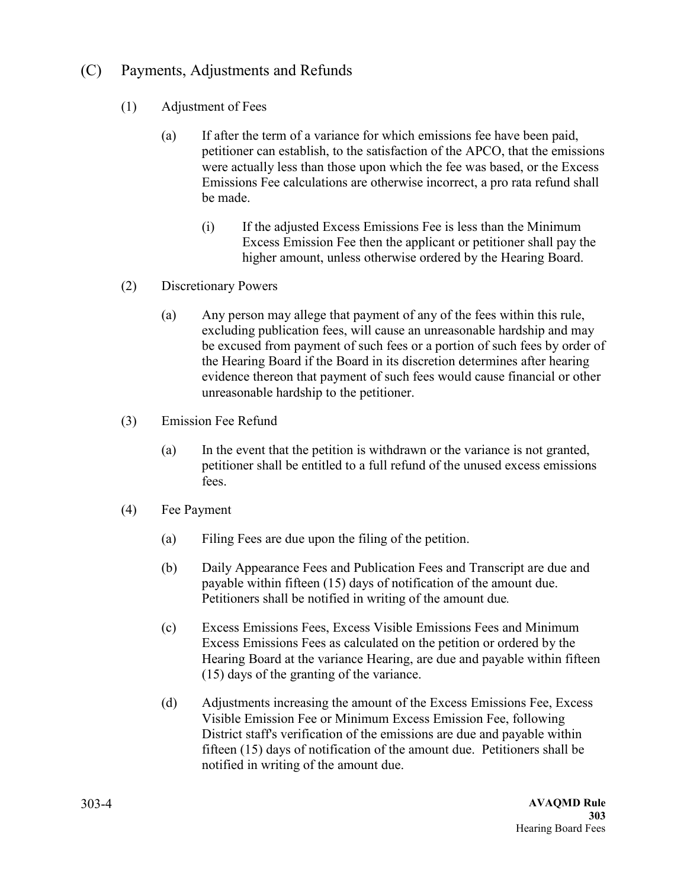## (C) Payments, Adjustments and Refunds

(1) Adjustment of Fees

(a) If after the term of a variance for which emissions fee have been paid, petitioner can establish, to the satisfaction of the APCO, that the emissions were actually less than those upon which the fee was based, or the Excess Emissions Fee calculations are otherwise incorrect, a pro rata refund shall be made.

(i) If the adjusted Excess Emissions Fee is less than the Minimum Excess Emission Fee then the applicant or petitioner shall pay the higher amount, unless otherwise ordered by the Hearing Board.

(2) Discretionary Powers

(a) Any person may allege that payment of any of the fees within this rule, excluding publication fees, will cause an unreasonable hardship and may be excused from payment of such fees or a portion of such fees by order of the Hearing Board if the Board in its discretion determines after hearing evidence thereon that payment of such fees would cause financial or other unreasonable hardship to the petitioner.

(3) Emission Fee Refund

(a) In the event that the petition is withdrawn or the variance is not granted, petitioner shall be entitled to a full refund of the unused excess emissions fees.

(4) Fee Payment

(a) Filing Fees are due upon the filing of the petition.

(b) Daily Appearance Fees and Publication Fees and Transcript are due and payable within fifteen (15) days of notification of the amount due. Petitioners shall be notified in writing of the amount due.

(c) Excess Emissions Fees, Excess Visible Emissions Fees and Minimum Excess Emissions Fees as calculated on the petition or ordered by the Hearing Board at the variance Hearing, are due and payable within fifteen (15) days of the granting of the variance.

(d) Adjustments increasing the amount of the Excess Emissions Fee, Excess Visible Emission Fee or Minimum Excess Emission Fee, following District staff's verification of the emissions are due and payable within fifteen (15) days of notification of the amount due. Petitioners shall be notified in writing of the amount due.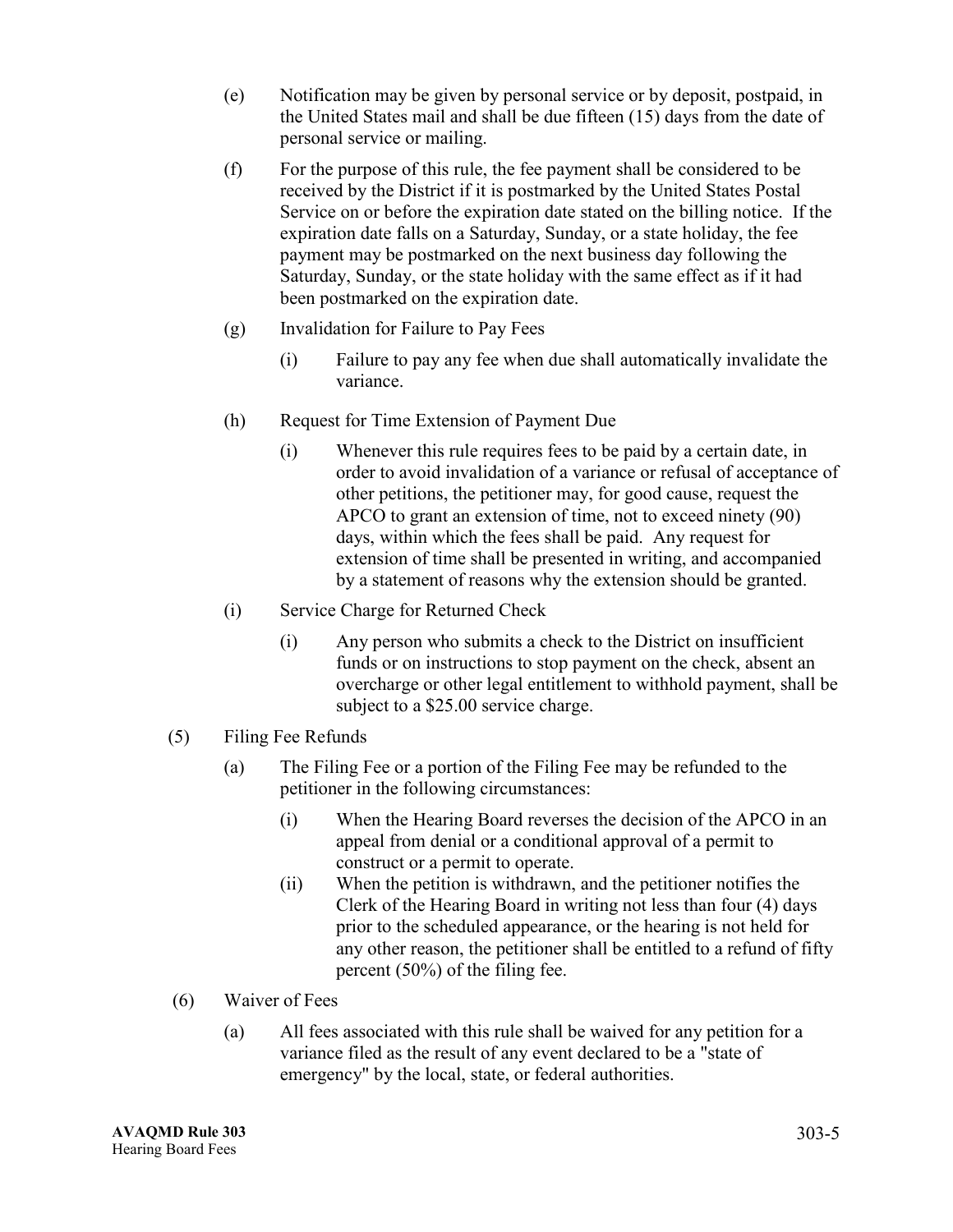(e) Notification may be given by personal service or by deposit, postpaid, in the United States mail and shall be due fifteen (15) days from the date of personal service or mailing.

(f) For the purpose of this rule, the fee payment shall be considered to be received by the District if it is postmarked by the United States Postal Service on or before the expiration date stated on the billing notice. If the expiration date falls on a Saturday, Sunday, or a state holiday, the fee payment may be postmarked on the next business day following the Saturday, Sunday, or the state holiday with the same effect as if it had been postmarked on the expiration date.

(g) Invalidation for Failure to Pay Fees

(i) Failure to pay any fee when due shall automatically invalidate the variance.

(h) Request for Time Extension of Payment Due

(i) Whenever this rule requires fees to be paid by a certain date, in order to avoid invalidation of a variance or refusal of acceptance of other petitions, the petitioner may, for good cause, request the APCO to grant an extension of time, not to exceed ninety (90) days, within which the fees shall be paid. Any request for extension of time shall be presented in writing, and accompanied by a statement of reasons why the extension should be granted.

(i) Service Charge for Returned Check

(i) Any person who submits a check to the District on insufficient funds or on instructions to stop payment on the check, absent an overcharge or other legal entitlement to withhold payment, shall be subject to a $25.00 service charge.

(5) Filing Fee Refunds

(a) The Filing Fee or a portion of the Filing Fee may be refunded to the petitioner in the following circumstances:

(i) When the Hearing Board reverses the decision of the APCO in an appeal from denial or a conditional approval of a permit to construct or a permit to operate.

(ii) When the petition is withdrawn, and the petitioner notifies the Clerk of the Hearing Board in writing not less than four (4) days prior to the scheduled appearance, or the hearing is not held for any other reason, the petitioner shall be entitled to a refund of fifty percent (50%) of the filing fee.

(6) Waiver of Fees

(a) All fees associated with this rule shall be waived for any petition for a variance filed as the result of any event declared to be a "state of emergency" by the local, state, or federal authorities.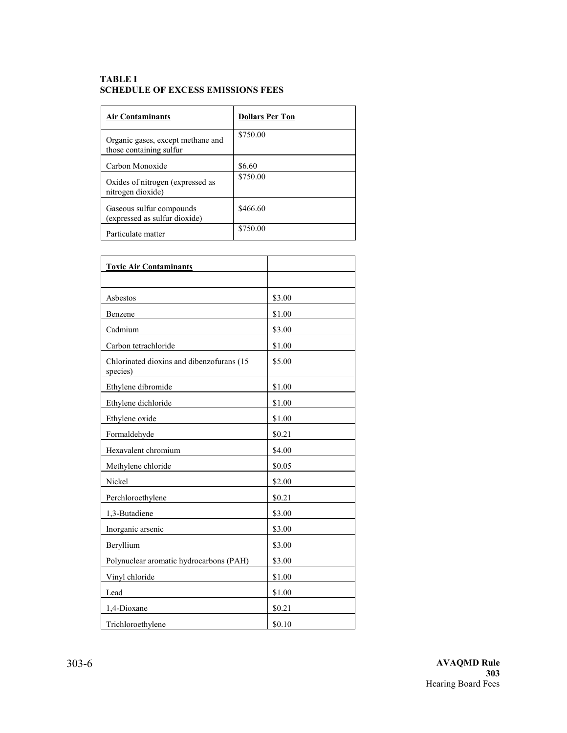**TABLE I**
**SCHEDULE OF EXCESS EMISSIONS FEES**

| Air Contaminants | Dollars Per Ton |
|---|---|
| Organic gases, except methane and those containing sulfur | \$750.00 |
| Carbon Monoxide | \$6.60 |
| Oxides of nitrogen (expressed as nitrogen dioxide) | \$750.00 |
| Gaseous sulfur compounds (expressed as sulfur dioxide) | \$466.60 |
| Particulate matter | \$750.00 |

| Toxic Air Contaminants | |
|---|---|
| | |
| Asbestos | \$3.00 |
| Benzene | \$1.00 |
| Cadmium | \$3.00 |
| Carbon tetrachloride | \$1.00 |
| Chlorinated dioxins and dibenzofurans (15 species) | \$5.00 |
| Ethylene dibromide | \$1.00 |
| Ethylene dichloride | \$1.00 |
| Ethylene oxide | \$1.00 |
| Formaldehyde | \$0.21 |
| Hexavalent chromium | \$4.00 |
| Methylene chloride | \$0.05 |
| Nickel | \$2.00 |
| Perchloroethylene | \$0.21 |
| 1,3-Butadiene | \$3.00 |
| Inorganic arsenic | \$3.00 |
| Beryllium | \$3.00 |
| Polynuclear aromatic hydrocarbons (PAH) | \$3.00 |
| Vinyl chloride | \$1.00 |
| Lead | \$1.00 |
| 1,4-Dioxane | \$0.21 |
| Trichloroethylene | \$0.10 |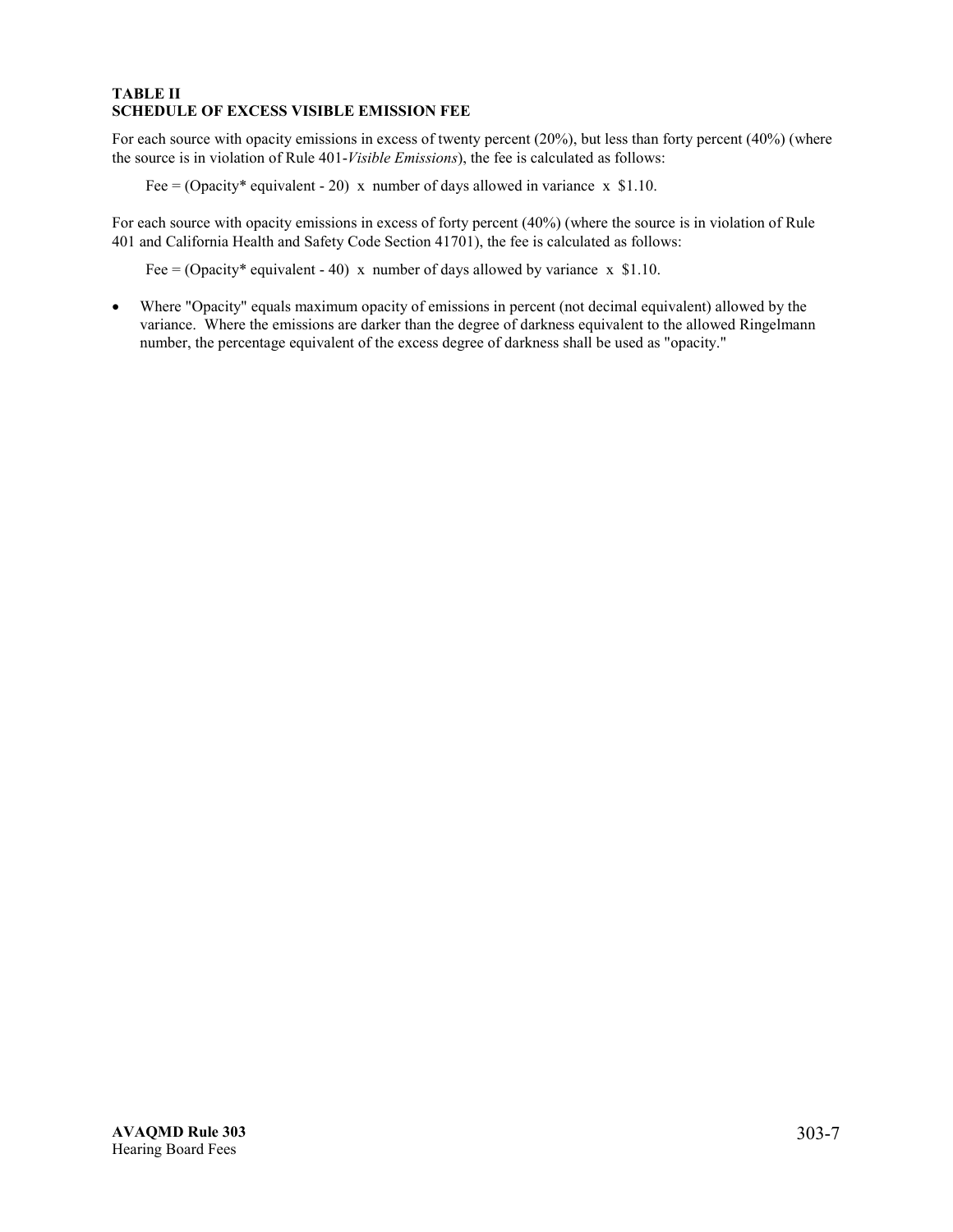**TABLE II**
**SCHEDULE OF EXCESS VISIBLE EMISSION FEE**

For each source with opacity emissions in excess of twenty percent (20%), but less than forty percent (40%) (where the source is in violation of Rule 401-*Visible Emissions*), the fee is calculated as follows:

Fee = (Opacity* equivalent - 20) x number of days allowed in variance x $1.10.

For each source with opacity emissions in excess of forty percent (40%) (where the source is in violation of Rule 401 and California Health and Safety Code Section 41701), the fee is calculated as follows:

Fee = (Opacity* equivalent - 40) x number of days allowed by variance x $1.10.

- Where "Opacity" equals maximum opacity of emissions in percent (not decimal equivalent) allowed by the variance. Where the emissions are darker than the degree of darkness equivalent to the allowed Ringelmann number, the percentage equivalent of the excess degree of darkness shall be used as "opacity."